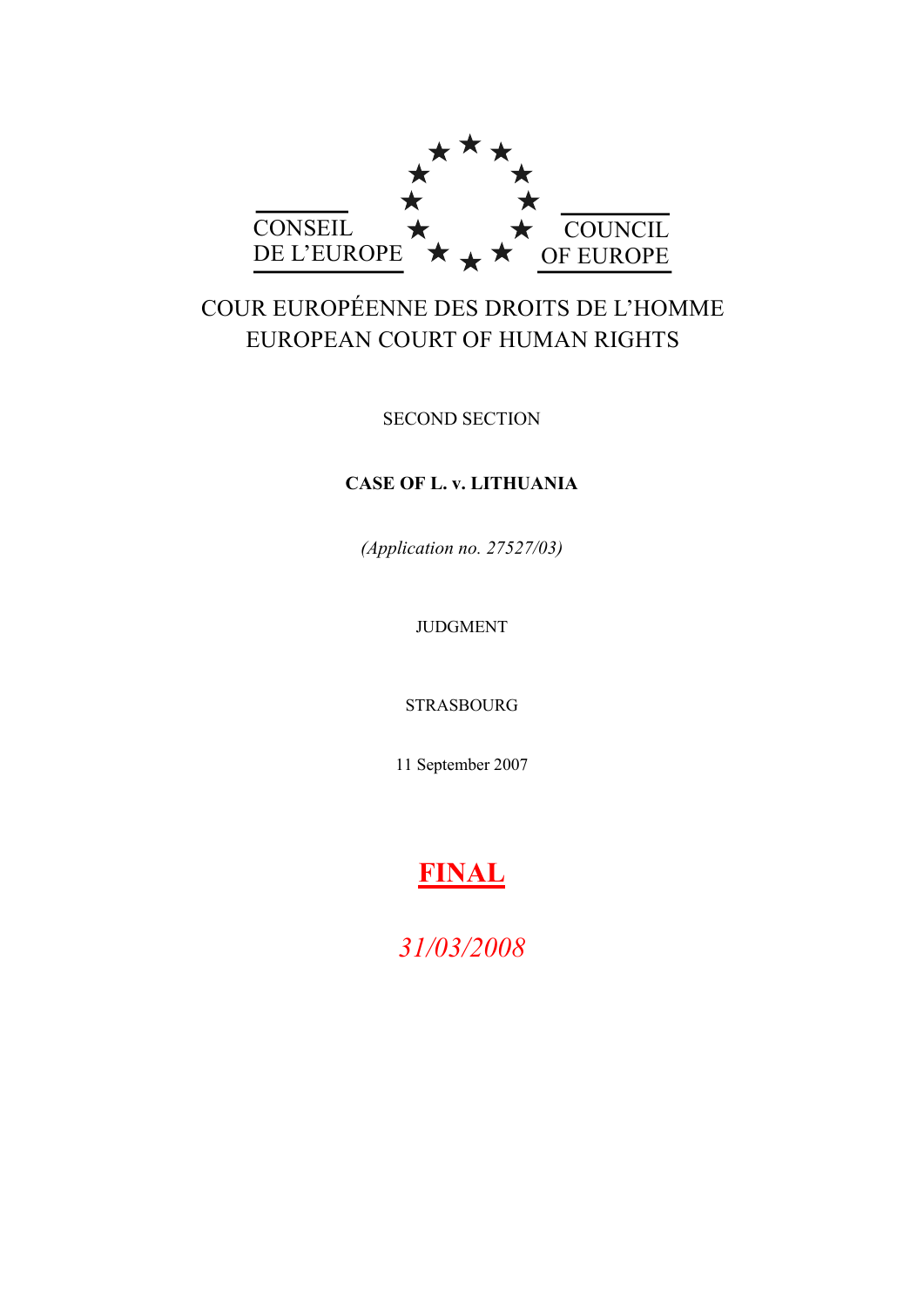CONSEIL DE L'EUROPE

COUNCIL OF EUROPE

COUR EUROPÉENNE DES DROITS DE L'HOMME
EUROPEAN COURT OF HUMAN RIGHTS

SECOND SECTION

**CASE OF L. v. LITHUANIA**

*(Application no. 27527/03)*

JUDGMENT

STRASBOURG

11 September 2007

**FINAL**

*31/03/2008*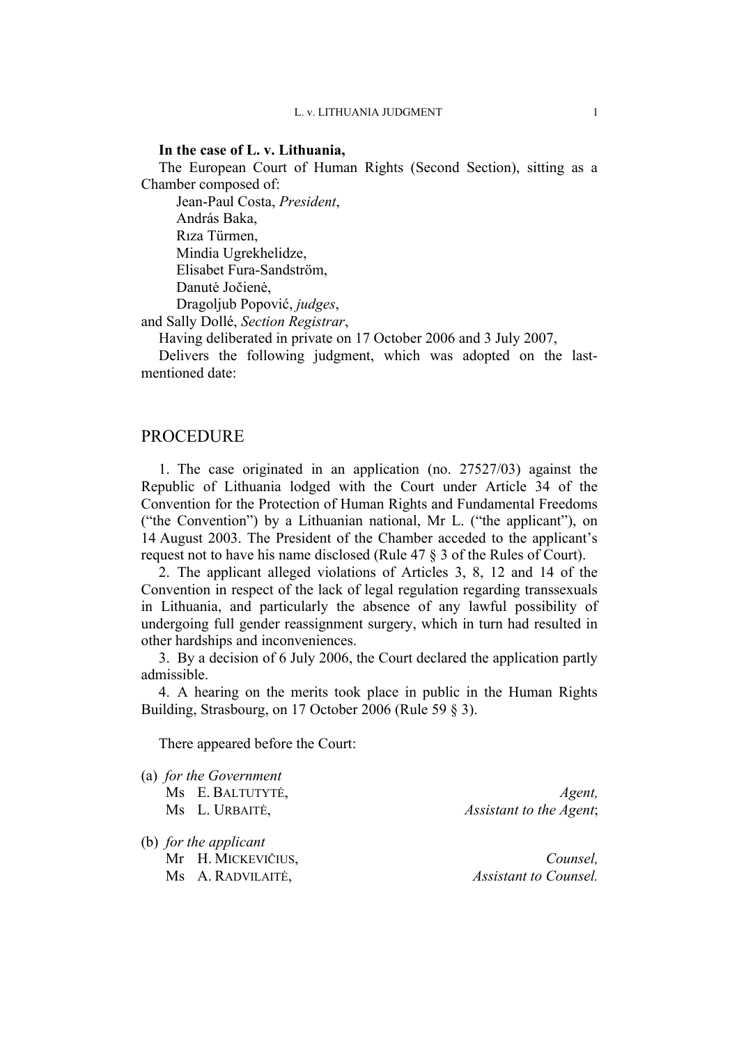**In the case of L. v. Lithuania,**

The European Court of Human Rights (Second Section), sitting as a Chamber composed of:

Jean-Paul Costa, *President*,
András Baka,
Rıza Türmen,
Mindia Ugrekhelidze,
Elisabet Fura-Sandström,
Danutė Jočienė,
Dragoljub Popović, *judges*,
and Sally Dollé, *Section Registrar*,

Having deliberated in private on 17 October 2006 and 3 July 2007,

Delivers the following judgment, which was adopted on the last-mentioned date:

## PROCEDURE

1. The case originated in an application (no. 27527/03) against the Republic of Lithuania lodged with the Court under Article 34 of the Convention for the Protection of Human Rights and Fundamental Freedoms ("the Convention") by a Lithuanian national, Mr L. ("the applicant"), on 14 August 2003. The President of the Chamber acceded to the applicant's request not to have his name disclosed (Rule 47 § 3 of the Rules of Court).

2. The applicant alleged violations of Articles 3, 8, 12 and 14 of the Convention in respect of the lack of legal regulation regarding transsexuals in Lithuania, and particularly the absence of any lawful possibility of undergoing full gender reassignment surgery, which in turn had resulted in other hardships and inconveniences.

3. By a decision of 6 July 2006, the Court declared the application partly admissible.

4. A hearing on the merits took place in public in the Human Rights Building, Strasbourg, on 17 October 2006 (Rule 59 § 3).

There appeared before the Court:

(a) *for the Government*

Ms E. Baltutytė, *Agent,*
Ms L. Urbaitė, *Assistant to the Agent*;

(b) *for the applicant*

Mr H. Mickevičius, *Counsel,*
Ms A. Radvilaitė, *Assistant to Counsel.*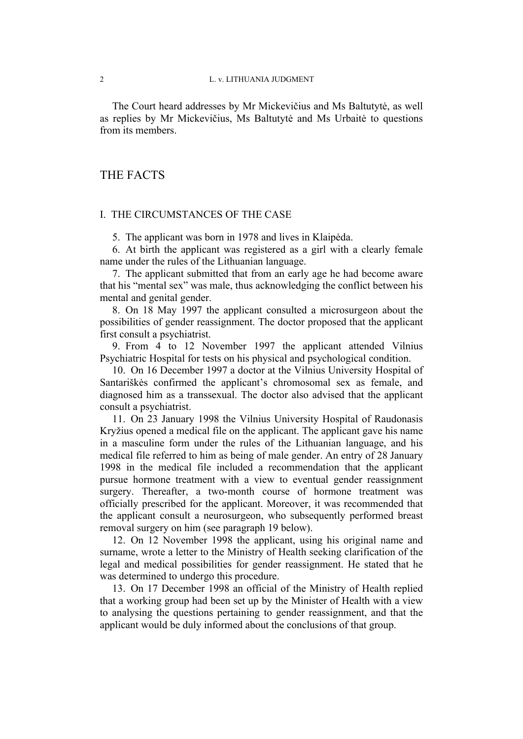The Court heard addresses by Mr Mickevičius and Ms Baltutytė, as well as replies by Mr Mickevičius, Ms Baltutytė and Ms Urbaitė to questions from its members.

# THE FACTS

## I. THE CIRCUMSTANCES OF THE CASE

5. The applicant was born in 1978 and lives in Klaipėda.

6. At birth the applicant was registered as a girl with a clearly female name under the rules of the Lithuanian language.

7. The applicant submitted that from an early age he had become aware that his "mental sex" was male, thus acknowledging the conflict between his mental and genital gender.

8. On 18 May 1997 the applicant consulted a microsurgeon about the possibilities of gender reassignment. The doctor proposed that the applicant first consult a psychiatrist.

9. From 4 to 12 November 1997 the applicant attended Vilnius Psychiatric Hospital for tests on his physical and psychological condition.

10. On 16 December 1997 a doctor at the Vilnius University Hospital of Santariškės confirmed the applicant's chromosomal sex as female, and diagnosed him as a transsexual. The doctor also advised that the applicant consult a psychiatrist.

11. On 23 January 1998 the Vilnius University Hospital of Raudonasis Kryžius opened a medical file on the applicant. The applicant gave his name in a masculine form under the rules of the Lithuanian language, and his medical file referred to him as being of male gender. An entry of 28 January 1998 in the medical file included a recommendation that the applicant pursue hormone treatment with a view to eventual gender reassignment surgery. Thereafter, a two-month course of hormone treatment was officially prescribed for the applicant. Moreover, it was recommended that the applicant consult a neurosurgeon, who subsequently performed breast removal surgery on him (see paragraph 19 below).

12. On 12 November 1998 the applicant, using his original name and surname, wrote a letter to the Ministry of Health seeking clarification of the legal and medical possibilities for gender reassignment. He stated that he was determined to undergo this procedure.

13. On 17 December 1998 an official of the Ministry of Health replied that a working group had been set up by the Minister of Health with a view to analysing the questions pertaining to gender reassignment, and that the applicant would be duly informed about the conclusions of that group.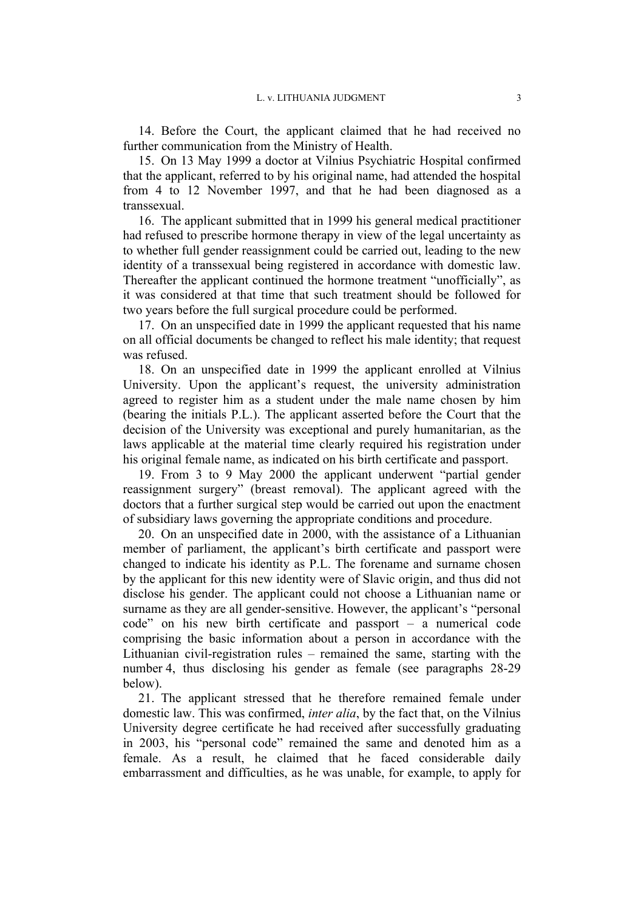14. Before the Court, the applicant claimed that he had received no further communication from the Ministry of Health.

15. On 13 May 1999 a doctor at Vilnius Psychiatric Hospital confirmed that the applicant, referred to by his original name, had attended the hospital from 4 to 12 November 1997, and that he had been diagnosed as a transsexual.

16. The applicant submitted that in 1999 his general medical practitioner had refused to prescribe hormone therapy in view of the legal uncertainty as to whether full gender reassignment could be carried out, leading to the new identity of a transsexual being registered in accordance with domestic law. Thereafter the applicant continued the hormone treatment "unofficially", as it was considered at that time that such treatment should be followed for two years before the full surgical procedure could be performed.

17. On an unspecified date in 1999 the applicant requested that his name on all official documents be changed to reflect his male identity; that request was refused.

18. On an unspecified date in 1999 the applicant enrolled at Vilnius University. Upon the applicant's request, the university administration agreed to register him as a student under the male name chosen by him (bearing the initials P.L.). The applicant asserted before the Court that the decision of the University was exceptional and purely humanitarian, as the laws applicable at the material time clearly required his registration under his original female name, as indicated on his birth certificate and passport.

19. From 3 to 9 May 2000 the applicant underwent "partial gender reassignment surgery" (breast removal). The applicant agreed with the doctors that a further surgical step would be carried out upon the enactment of subsidiary laws governing the appropriate conditions and procedure.

20. On an unspecified date in 2000, with the assistance of a Lithuanian member of parliament, the applicant's birth certificate and passport were changed to indicate his identity as P.L. The forename and surname chosen by the applicant for this new identity were of Slavic origin, and thus did not disclose his gender. The applicant could not choose a Lithuanian name or surname as they are all gender-sensitive. However, the applicant's "personal code" on his new birth certificate and passport – a numerical code comprising the basic information about a person in accordance with the Lithuanian civil-registration rules – remained the same, starting with the number 4, thus disclosing his gender as female (see paragraphs 28-29 below).

21. The applicant stressed that he therefore remained female under domestic law. This was confirmed, *inter alia*, by the fact that, on the Vilnius University degree certificate he had received after successfully graduating in 2003, his "personal code" remained the same and denoted him as a female. As a result, he claimed that he faced considerable daily embarrassment and difficulties, as he was unable, for example, to apply for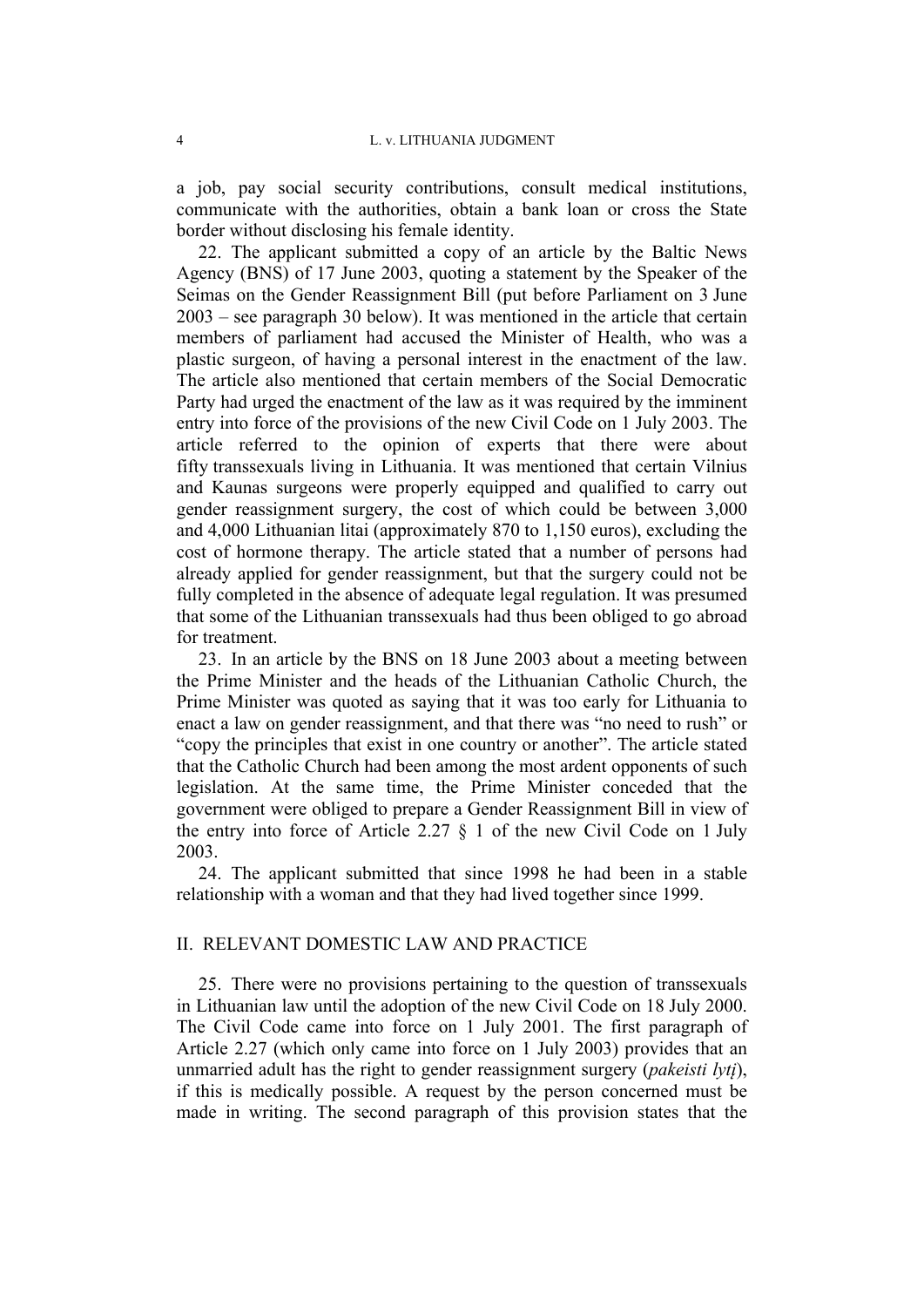a job, pay social security contributions, consult medical institutions, communicate with the authorities, obtain a bank loan or cross the State border without disclosing his female identity.

22. The applicant submitted a copy of an article by the Baltic News Agency (BNS) of 17 June 2003, quoting a statement by the Speaker of the Seimas on the Gender Reassignment Bill (put before Parliament on 3 June 2003 – see paragraph 30 below). It was mentioned in the article that certain members of parliament had accused the Minister of Health, who was a plastic surgeon, of having a personal interest in the enactment of the law. The article also mentioned that certain members of the Social Democratic Party had urged the enactment of the law as it was required by the imminent entry into force of the provisions of the new Civil Code on 1 July 2003. The article referred to the opinion of experts that there were about fifty transsexuals living in Lithuania. It was mentioned that certain Vilnius and Kaunas surgeons were properly equipped and qualified to carry out gender reassignment surgery, the cost of which could be between 3,000 and 4,000 Lithuanian litai (approximately 870 to 1,150 euros), excluding the cost of hormone therapy. The article stated that a number of persons had already applied for gender reassignment, but that the surgery could not be fully completed in the absence of adequate legal regulation. It was presumed that some of the Lithuanian transsexuals had thus been obliged to go abroad for treatment.

23. In an article by the BNS on 18 June 2003 about a meeting between the Prime Minister and the heads of the Lithuanian Catholic Church, the Prime Minister was quoted as saying that it was too early for Lithuania to enact a law on gender reassignment, and that there was "no need to rush" or "copy the principles that exist in one country or another". The article stated that the Catholic Church had been among the most ardent opponents of such legislation. At the same time, the Prime Minister conceded that the government were obliged to prepare a Gender Reassignment Bill in view of the entry into force of Article 2.27 § 1 of the new Civil Code on 1 July 2003.

24. The applicant submitted that since 1998 he had been in a stable relationship with a woman and that they had lived together since 1999.

## II. RELEVANT DOMESTIC LAW AND PRACTICE

25. There were no provisions pertaining to the question of transsexuals in Lithuanian law until the adoption of the new Civil Code on 18 July 2000. The Civil Code came into force on 1 July 2001. The first paragraph of Article 2.27 (which only came into force on 1 July 2003) provides that an unmarried adult has the right to gender reassignment surgery (*pakeisti lytį*), if this is medically possible. A request by the person concerned must be made in writing. The second paragraph of this provision states that the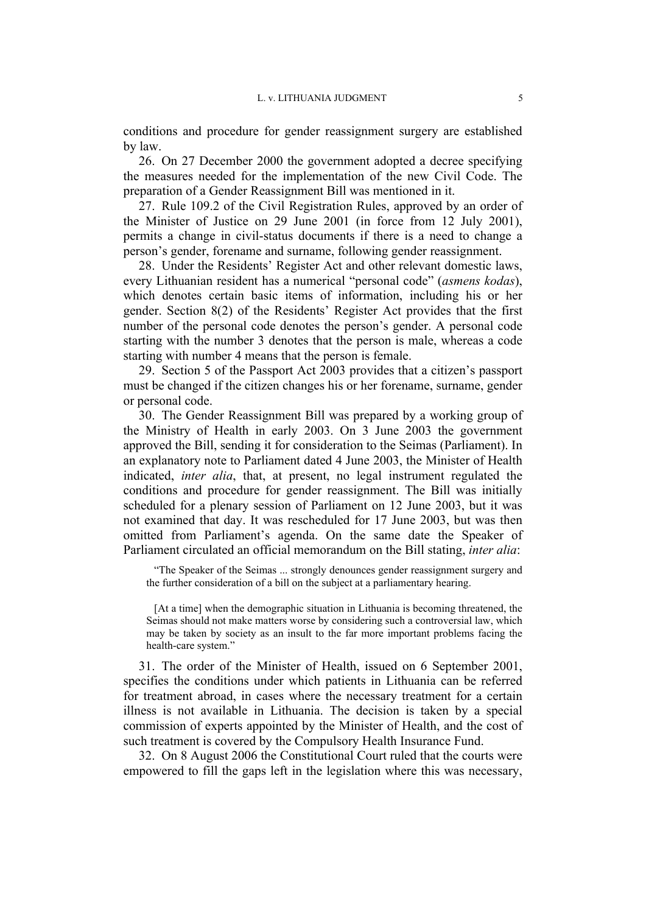conditions and procedure for gender reassignment surgery are established by law.

26. On 27 December 2000 the government adopted a decree specifying the measures needed for the implementation of the new Civil Code. The preparation of a Gender Reassignment Bill was mentioned in it.

27. Rule 109.2 of the Civil Registration Rules, approved by an order of the Minister of Justice on 29 June 2001 (in force from 12 July 2001), permits a change in civil-status documents if there is a need to change a person's gender, forename and surname, following gender reassignment.

28. Under the Residents' Register Act and other relevant domestic laws, every Lithuanian resident has a numerical "personal code" (*asmens kodas*), which denotes certain basic items of information, including his or her gender. Section 8(2) of the Residents' Register Act provides that the first number of the personal code denotes the person's gender. A personal code starting with the number 3 denotes that the person is male, whereas a code starting with number 4 means that the person is female.

29. Section 5 of the Passport Act 2003 provides that a citizen's passport must be changed if the citizen changes his or her forename, surname, gender or personal code.

30. The Gender Reassignment Bill was prepared by a working group of the Ministry of Health in early 2003. On 3 June 2003 the government approved the Bill, sending it for consideration to the Seimas (Parliament). In an explanatory note to Parliament dated 4 June 2003, the Minister of Health indicated, *inter alia*, that, at present, no legal instrument regulated the conditions and procedure for gender reassignment. The Bill was initially scheduled for a plenary session of Parliament on 12 June 2003, but it was not examined that day. It was rescheduled for 17 June 2003, but was then omitted from Parliament's agenda. On the same date the Speaker of Parliament circulated an official memorandum on the Bill stating, *inter alia*:

> "The Speaker of the Seimas ... strongly denounces gender reassignment surgery and the further consideration of a bill on the subject at a parliamentary hearing.
>
> [At a time] when the demographic situation in Lithuania is becoming threatened, the Seimas should not make matters worse by considering such a controversial law, which may be taken by society as an insult to the far more important problems facing the health-care system."

31. The order of the Minister of Health, issued on 6 September 2001, specifies the conditions under which patients in Lithuania can be referred for treatment abroad, in cases where the necessary treatment for a certain illness is not available in Lithuania. The decision is taken by a special commission of experts appointed by the Minister of Health, and the cost of such treatment is covered by the Compulsory Health Insurance Fund.

32. On 8 August 2006 the Constitutional Court ruled that the courts were empowered to fill the gaps left in the legislation where this was necessary,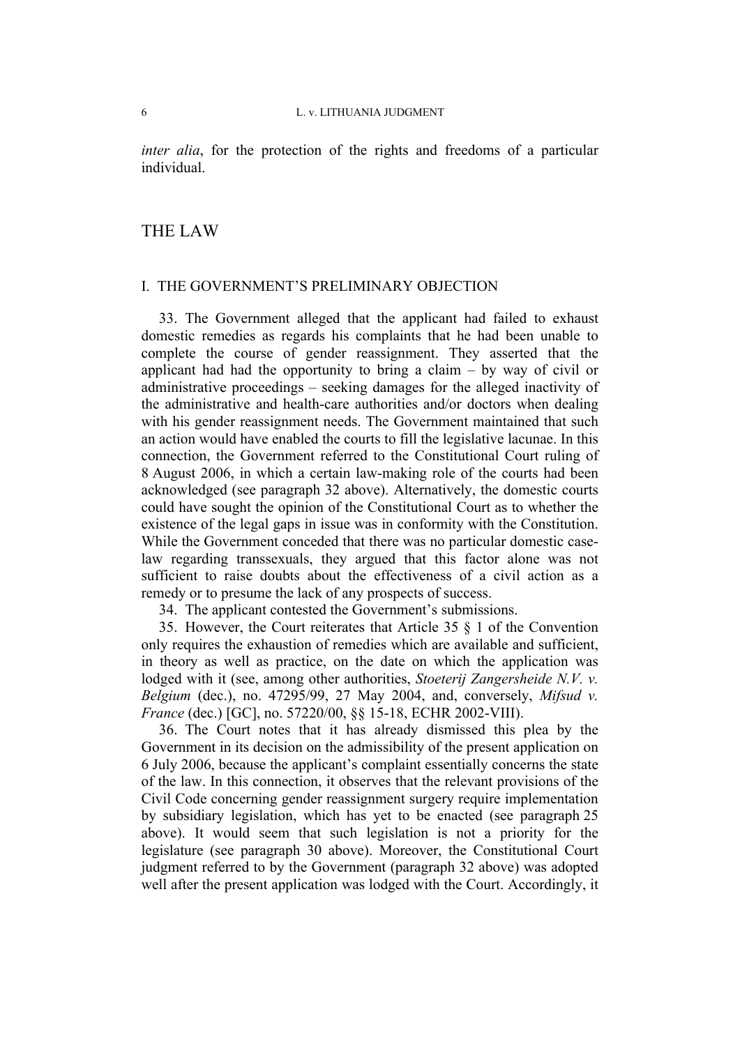*inter alia*, for the protection of the rights and freedoms of a particular individual.

# THE LAW

## I. THE GOVERNMENT'S PRELIMINARY OBJECTION

33. The Government alleged that the applicant had failed to exhaust domestic remedies as regards his complaints that he had been unable to complete the course of gender reassignment. They asserted that the applicant had had the opportunity to bring a claim – by way of civil or administrative proceedings – seeking damages for the alleged inactivity of the administrative and health-care authorities and/or doctors when dealing with his gender reassignment needs. The Government maintained that such an action would have enabled the courts to fill the legislative lacunae. In this connection, the Government referred to the Constitutional Court ruling of 8 August 2006, in which a certain law-making role of the courts had been acknowledged (see paragraph 32 above). Alternatively, the domestic courts could have sought the opinion of the Constitutional Court as to whether the existence of the legal gaps in issue was in conformity with the Constitution. While the Government conceded that there was no particular domestic case-law regarding transsexuals, they argued that this factor alone was not sufficient to raise doubts about the effectiveness of a civil action as a remedy or to presume the lack of any prospects of success.

34. The applicant contested the Government's submissions.

35. However, the Court reiterates that Article 35 § 1 of the Convention only requires the exhaustion of remedies which are available and sufficient, in theory as well as practice, on the date on which the application was lodged with it (see, among other authorities, *Stoeterij Zangersheide N.V. v. Belgium* (dec.), no. 47295/99, 27 May 2004, and, conversely, *Mifsud v. France* (dec.) [GC], no. 57220/00, §§ 15-18, ECHR 2002-VIII).

36. The Court notes that it has already dismissed this plea by the Government in its decision on the admissibility of the present application on 6 July 2006, because the applicant's complaint essentially concerns the state of the law. In this connection, it observes that the relevant provisions of the Civil Code concerning gender reassignment surgery require implementation by subsidiary legislation, which has yet to be enacted (see paragraph 25 above). It would seem that such legislation is not a priority for the legislature (see paragraph 30 above). Moreover, the Constitutional Court judgment referred to by the Government (paragraph 32 above) was adopted well after the present application was lodged with the Court. Accordingly, it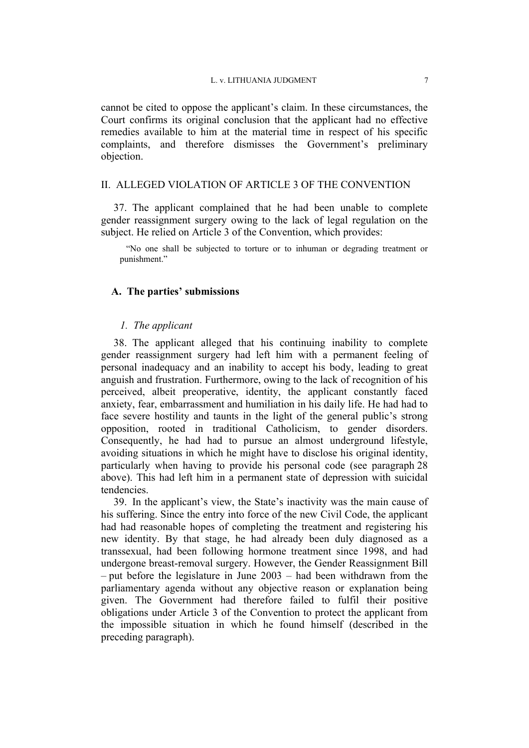cannot be cited to oppose the applicant's claim. In these circumstances, the Court confirms its original conclusion that the applicant had no effective remedies available to him at the material time in respect of his specific complaints, and therefore dismisses the Government's preliminary objection.

## II. ALLEGED VIOLATION OF ARTICLE 3 OF THE CONVENTION

37. The applicant complained that he had been unable to complete gender reassignment surgery owing to the lack of legal regulation on the subject. He relied on Article 3 of the Convention, which provides:

> "No one shall be subjected to torture or to inhuman or degrading treatment or punishment."

### A. The parties' submissions

#### *1. The applicant*

38. The applicant alleged that his continuing inability to complete gender reassignment surgery had left him with a permanent feeling of personal inadequacy and an inability to accept his body, leading to great anguish and frustration. Furthermore, owing to the lack of recognition of his perceived, albeit preoperative, identity, the applicant constantly faced anxiety, fear, embarrassment and humiliation in his daily life. He had had to face severe hostility and taunts in the light of the general public's strong opposition, rooted in traditional Catholicism, to gender disorders. Consequently, he had had to pursue an almost underground lifestyle, avoiding situations in which he might have to disclose his original identity, particularly when having to provide his personal code (see paragraph 28 above). This had left him in a permanent state of depression with suicidal tendencies.

39. In the applicant's view, the State's inactivity was the main cause of his suffering. Since the entry into force of the new Civil Code, the applicant had had reasonable hopes of completing the treatment and registering his new identity. By that stage, he had already been duly diagnosed as a transsexual, had been following hormone treatment since 1998, and had undergone breast-removal surgery. However, the Gender Reassignment Bill – put before the legislature in June 2003 – had been withdrawn from the parliamentary agenda without any objective reason or explanation being given. The Government had therefore failed to fulfil their positive obligations under Article 3 of the Convention to protect the applicant from the impossible situation in which he found himself (described in the preceding paragraph).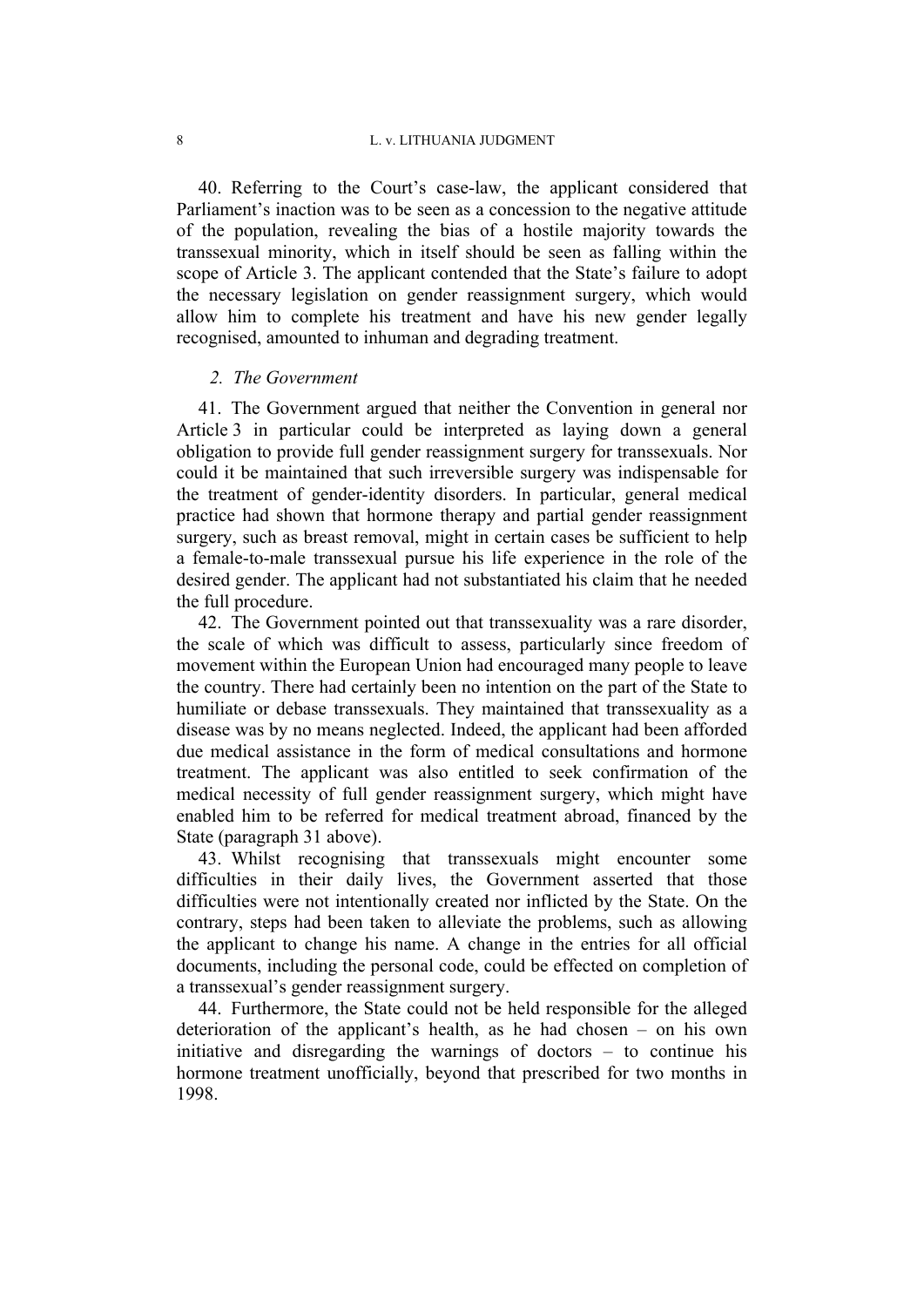40. Referring to the Court's case-law, the applicant considered that Parliament's inaction was to be seen as a concession to the negative attitude of the population, revealing the bias of a hostile majority towards the transsexual minority, which in itself should be seen as falling within the scope of Article 3. The applicant contended that the State's failure to adopt the necessary legislation on gender reassignment surgery, which would allow him to complete his treatment and have his new gender legally recognised, amounted to inhuman and degrading treatment.

*2. The Government*

41. The Government argued that neither the Convention in general nor Article 3 in particular could be interpreted as laying down a general obligation to provide full gender reassignment surgery for transsexuals. Nor could it be maintained that such irreversible surgery was indispensable for the treatment of gender-identity disorders. In particular, general medical practice had shown that hormone therapy and partial gender reassignment surgery, such as breast removal, might in certain cases be sufficient to help a female-to-male transsexual pursue his life experience in the role of the desired gender. The applicant had not substantiated his claim that he needed the full procedure.

42. The Government pointed out that transsexuality was a rare disorder, the scale of which was difficult to assess, particularly since freedom of movement within the European Union had encouraged many people to leave the country. There had certainly been no intention on the part of the State to humiliate or debase transsexuals. They maintained that transsexuality as a disease was by no means neglected. Indeed, the applicant had been afforded due medical assistance in the form of medical consultations and hormone treatment. The applicant was also entitled to seek confirmation of the medical necessity of full gender reassignment surgery, which might have enabled him to be referred for medical treatment abroad, financed by the State (paragraph 31 above).

43. Whilst recognising that transsexuals might encounter some difficulties in their daily lives, the Government asserted that those difficulties were not intentionally created nor inflicted by the State. On the contrary, steps had been taken to alleviate the problems, such as allowing the applicant to change his name. A change in the entries for all official documents, including the personal code, could be effected on completion of a transsexual's gender reassignment surgery.

44. Furthermore, the State could not be held responsible for the alleged deterioration of the applicant's health, as he had chosen – on his own initiative and disregarding the warnings of doctors – to continue his hormone treatment unofficially, beyond that prescribed for two months in 1998.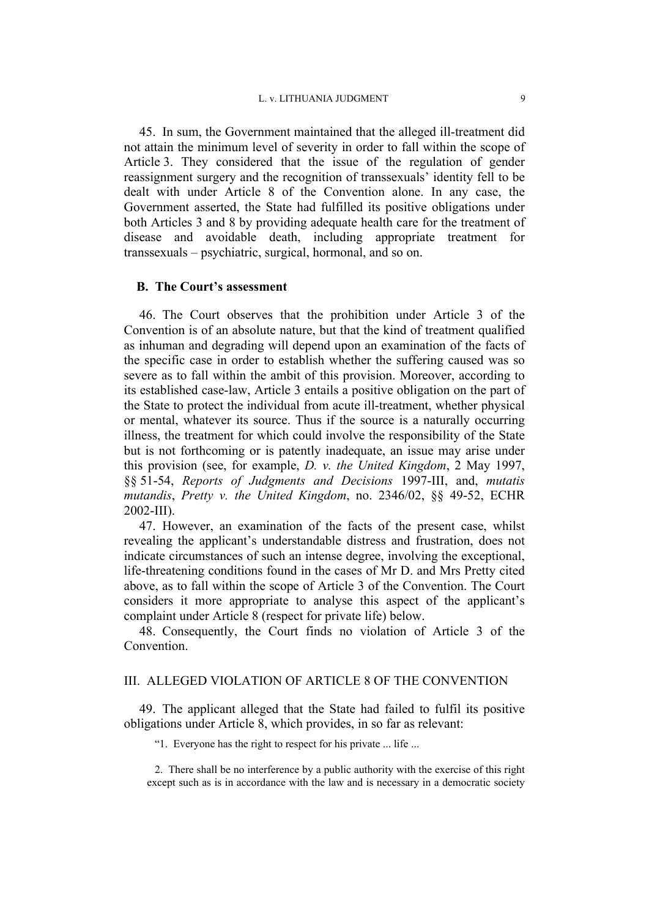45. In sum, the Government maintained that the alleged ill-treatment did not attain the minimum level of severity in order to fall within the scope of Article 3. They considered that the issue of the regulation of gender reassignment surgery and the recognition of transsexuals' identity fell to be dealt with under Article 8 of the Convention alone. In any case, the Government asserted, the State had fulfilled its positive obligations under both Articles 3 and 8 by providing adequate health care for the treatment of disease and avoidable death, including appropriate treatment for transsexuals – psychiatric, surgical, hormonal, and so on.

### B. The Court's assessment

46. The Court observes that the prohibition under Article 3 of the Convention is of an absolute nature, but that the kind of treatment qualified as inhuman and degrading will depend upon an examination of the facts of the specific case in order to establish whether the suffering caused was so severe as to fall within the ambit of this provision. Moreover, according to its established case-law, Article 3 entails a positive obligation on the part of the State to protect the individual from acute ill-treatment, whether physical or mental, whatever its source. Thus if the source is a naturally occurring illness, the treatment for which could involve the responsibility of the State but is not forthcoming or is patently inadequate, an issue may arise under this provision (see, for example, *D. v. the United Kingdom*, 2 May 1997, §§ 51-54, *Reports of Judgments and Decisions* 1997-III, and, *mutatis mutandis*, *Pretty v. the United Kingdom*, no. 2346/02, §§ 49-52, ECHR 2002-III).

47. However, an examination of the facts of the present case, whilst revealing the applicant's understandable distress and frustration, does not indicate circumstances of such an intense degree, involving the exceptional, life-threatening conditions found in the cases of Mr D. and Mrs Pretty cited above, as to fall within the scope of Article 3 of the Convention. The Court considers it more appropriate to analyse this aspect of the applicant's complaint under Article 8 (respect for private life) below.

48. Consequently, the Court finds no violation of Article 3 of the Convention.

## III. ALLEGED VIOLATION OF ARTICLE 8 OF THE CONVENTION

49. The applicant alleged that the State had failed to fulfil its positive obligations under Article 8, which provides, in so far as relevant:

> "1. Everyone has the right to respect for his private ... life ...
>
> 2. There shall be no interference by a public authority with the exercise of this right except such as is in accordance with the law and is necessary in a democratic society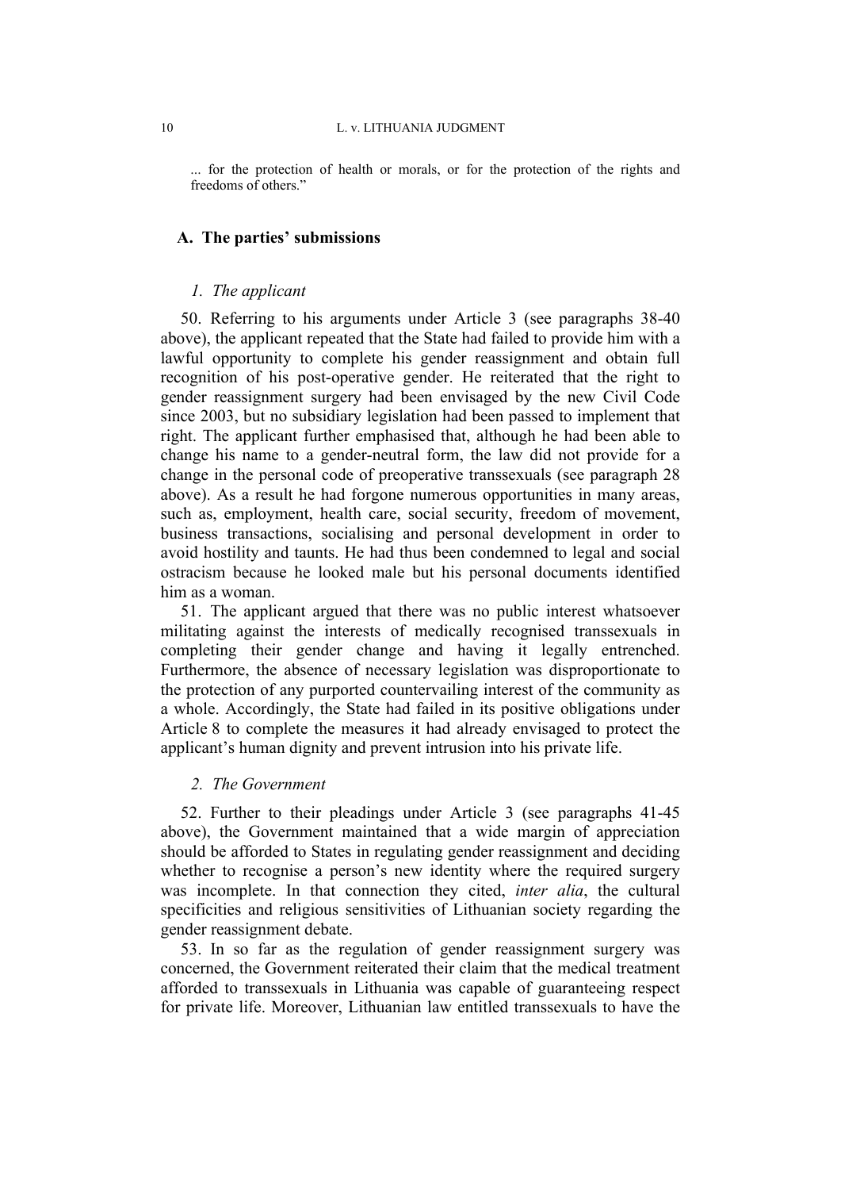... for the protection of health or morals, or for the protection of the rights and freedoms of others."

## A. The parties' submissions

### *1. The applicant*

50. Referring to his arguments under Article 3 (see paragraphs 38-40 above), the applicant repeated that the State had failed to provide him with a lawful opportunity to complete his gender reassignment and obtain full recognition of his post-operative gender. He reiterated that the right to gender reassignment surgery had been envisaged by the new Civil Code since 2003, but no subsidiary legislation had been passed to implement that right. The applicant further emphasised that, although he had been able to change his name to a gender-neutral form, the law did not provide for a change in the personal code of preoperative transsexuals (see paragraph 28 above). As a result he had forgone numerous opportunities in many areas, such as, employment, health care, social security, freedom of movement, business transactions, socialising and personal development in order to avoid hostility and taunts. He had thus been condemned to legal and social ostracism because he looked male but his personal documents identified him as a woman.

51. The applicant argued that there was no public interest whatsoever militating against the interests of medically recognised transsexuals in completing their gender change and having it legally entrenched. Furthermore, the absence of necessary legislation was disproportionate to the protection of any purported countervailing interest of the community as a whole. Accordingly, the State had failed in its positive obligations under Article 8 to complete the measures it had already envisaged to protect the applicant's human dignity and prevent intrusion into his private life.

### *2. The Government*

52. Further to their pleadings under Article 3 (see paragraphs 41-45 above), the Government maintained that a wide margin of appreciation should be afforded to States in regulating gender reassignment and deciding whether to recognise a person's new identity where the required surgery was incomplete. In that connection they cited, *inter alia*, the cultural specificities and religious sensitivities of Lithuanian society regarding the gender reassignment debate.

53. In so far as the regulation of gender reassignment surgery was concerned, the Government reiterated their claim that the medical treatment afforded to transsexuals in Lithuania was capable of guaranteeing respect for private life. Moreover, Lithuanian law entitled transsexuals to have the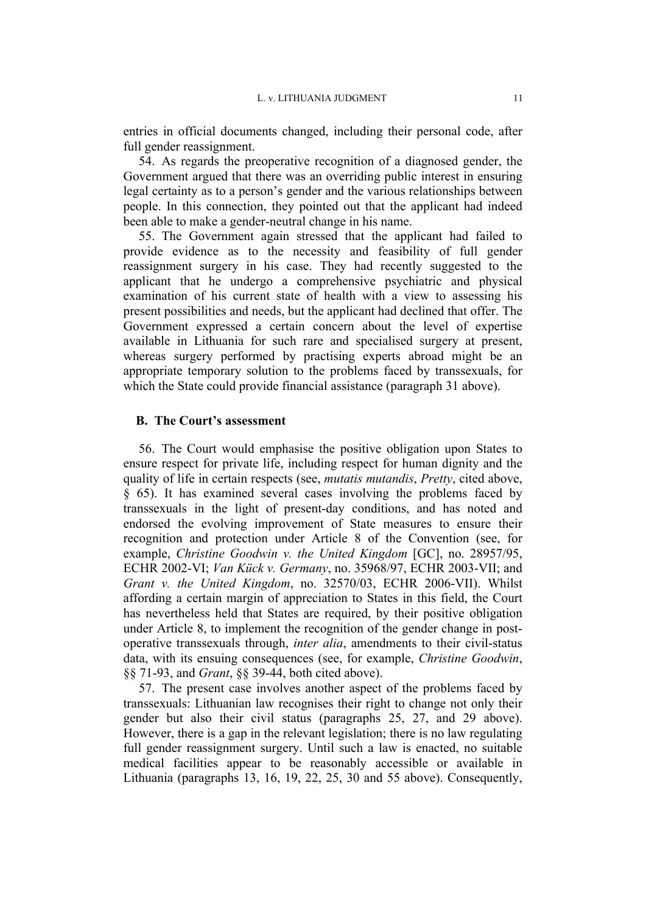entries in official documents changed, including their personal code, after full gender reassignment.

54. As regards the preoperative recognition of a diagnosed gender, the Government argued that there was an overriding public interest in ensuring legal certainty as to a person's gender and the various relationships between people. In this connection, they pointed out that the applicant had indeed been able to make a gender-neutral change in his name.

55. The Government again stressed that the applicant had failed to provide evidence as to the necessity and feasibility of full gender reassignment surgery in his case. They had recently suggested to the applicant that he undergo a comprehensive psychiatric and physical examination of his current state of health with a view to assessing his present possibilities and needs, but the applicant had declined that offer. The Government expressed a certain concern about the level of expertise available in Lithuania for such rare and specialised surgery at present, whereas surgery performed by practising experts abroad might be an appropriate temporary solution to the problems faced by transsexuals, for which the State could provide financial assistance (paragraph 31 above).

### B. The Court's assessment

56. The Court would emphasise the positive obligation upon States to ensure respect for private life, including respect for human dignity and the quality of life in certain respects (see, *mutatis mutandis*, *Pretty*, cited above, § 65). It has examined several cases involving the problems faced by transsexuals in the light of present-day conditions, and has noted and endorsed the evolving improvement of State measures to ensure their recognition and protection under Article 8 of the Convention (see, for example, *Christine Goodwin v. the United Kingdom* [GC], no. 28957/95, ECHR 2002-VI; *Van Kück v. Germany*, no. 35968/97, ECHR 2003-VII; and *Grant v. the United Kingdom*, no. 32570/03, ECHR 2006-VII). Whilst affording a certain margin of appreciation to States in this field, the Court has nevertheless held that States are required, by their positive obligation under Article 8, to implement the recognition of the gender change in post-operative transsexuals through, *inter alia*, amendments to their civil-status data, with its ensuing consequences (see, for example, *Christine Goodwin*, §§ 71-93, and *Grant*, §§ 39-44, both cited above).

57. The present case involves another aspect of the problems faced by transsexuals: Lithuanian law recognises their right to change not only their gender but also their civil status (paragraphs 25, 27, and 29 above). However, there is a gap in the relevant legislation; there is no law regulating full gender reassignment surgery. Until such a law is enacted, no suitable medical facilities appear to be reasonably accessible or available in Lithuania (paragraphs 13, 16, 19, 22, 25, 30 and 55 above). Consequently,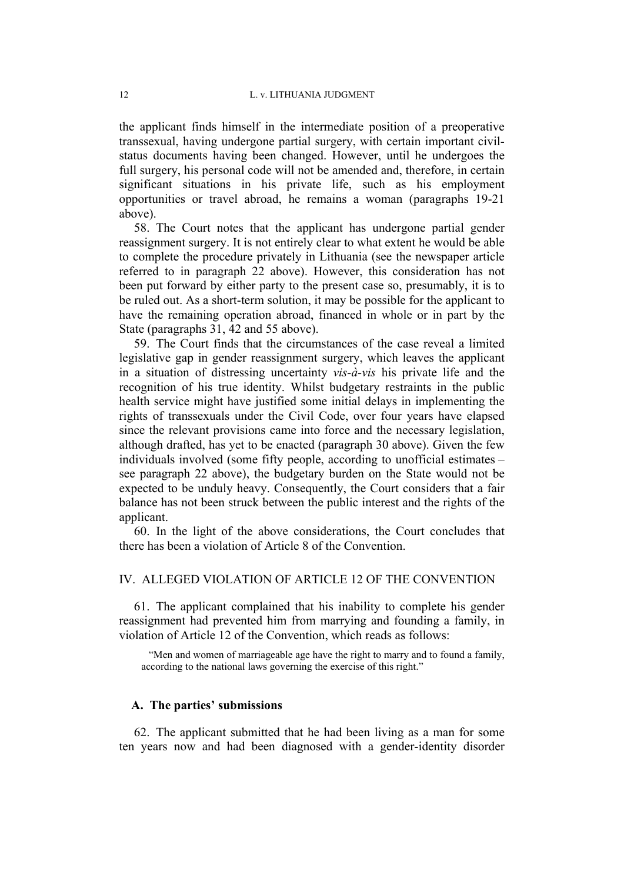the applicant finds himself in the intermediate position of a preoperative transsexual, having undergone partial surgery, with certain important civil-status documents having been changed. However, until he undergoes the full surgery, his personal code will not be amended and, therefore, in certain significant situations in his private life, such as his employment opportunities or travel abroad, he remains a woman (paragraphs 19-21 above).

58. The Court notes that the applicant has undergone partial gender reassignment surgery. It is not entirely clear to what extent he would be able to complete the procedure privately in Lithuania (see the newspaper article referred to in paragraph 22 above). However, this consideration has not been put forward by either party to the present case so, presumably, it is to be ruled out. As a short-term solution, it may be possible for the applicant to have the remaining operation abroad, financed in whole or in part by the State (paragraphs 31, 42 and 55 above).

59. The Court finds that the circumstances of the case reveal a limited legislative gap in gender reassignment surgery, which leaves the applicant in a situation of distressing uncertainty *vis-à-vis* his private life and the recognition of his true identity. Whilst budgetary restraints in the public health service might have justified some initial delays in implementing the rights of transsexuals under the Civil Code, over four years have elapsed since the relevant provisions came into force and the necessary legislation, although drafted, has yet to be enacted (paragraph 30 above). Given the few individuals involved (some fifty people, according to unofficial estimates – see paragraph 22 above), the budgetary burden on the State would not be expected to be unduly heavy. Consequently, the Court considers that a fair balance has not been struck between the public interest and the rights of the applicant.

60. In the light of the above considerations, the Court concludes that there has been a violation of Article 8 of the Convention.

## IV. ALLEGED VIOLATION OF ARTICLE 12 OF THE CONVENTION

61. The applicant complained that his inability to complete his gender reassignment had prevented him from marrying and founding a family, in violation of Article 12 of the Convention, which reads as follows:

> "Men and women of marriageable age have the right to marry and to found a family, according to the national laws governing the exercise of this right."

### A. The parties' submissions

62. The applicant submitted that he had been living as a man for some ten years now and had been diagnosed with a gender-identity disorder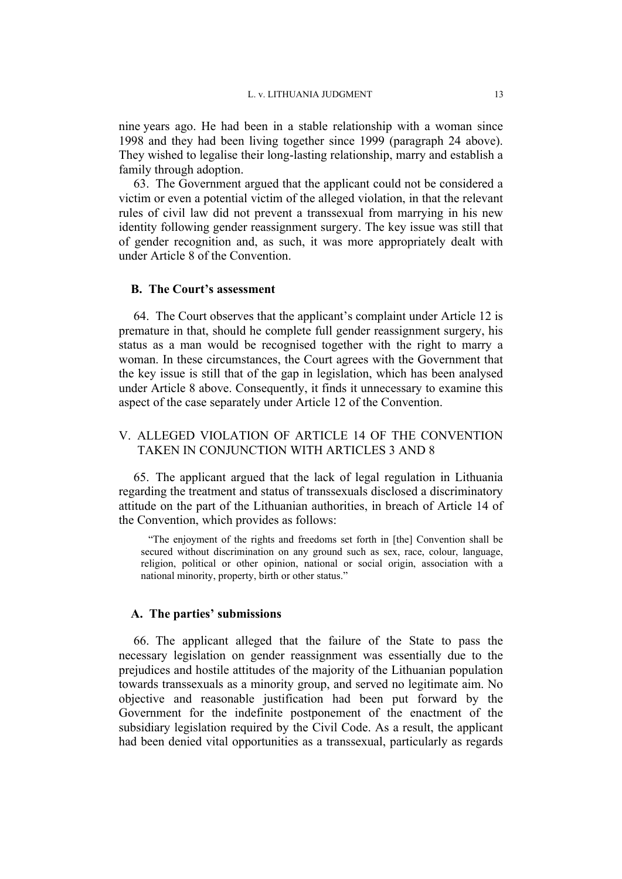nine years ago. He had been in a stable relationship with a woman since 1998 and they had been living together since 1999 (paragraph 24 above). They wished to legalise their long-lasting relationship, marry and establish a family through adoption.

63. The Government argued that the applicant could not be considered a victim or even a potential victim of the alleged violation, in that the relevant rules of civil law did not prevent a transsexual from marrying in his new identity following gender reassignment surgery. The key issue was still that of gender recognition and, as such, it was more appropriately dealt with under Article 8 of the Convention.

### B. The Court's assessment

64. The Court observes that the applicant's complaint under Article 12 is premature in that, should he complete full gender reassignment surgery, his status as a man would be recognised together with the right to marry a woman. In these circumstances, the Court agrees with the Government that the key issue is still that of the gap in legislation, which has been analysed under Article 8 above. Consequently, it finds it unnecessary to examine this aspect of the case separately under Article 12 of the Convention.

## V. ALLEGED VIOLATION OF ARTICLE 14 OF THE CONVENTION TAKEN IN CONJUNCTION WITH ARTICLES 3 AND 8

65. The applicant argued that the lack of legal regulation in Lithuania regarding the treatment and status of transsexuals disclosed a discriminatory attitude on the part of the Lithuanian authorities, in breach of Article 14 of the Convention, which provides as follows:

> "The enjoyment of the rights and freedoms set forth in [the] Convention shall be secured without discrimination on any ground such as sex, race, colour, language, religion, political or other opinion, national or social origin, association with a national minority, property, birth or other status."

### A. The parties' submissions

66. The applicant alleged that the failure of the State to pass the necessary legislation on gender reassignment was essentially due to the prejudices and hostile attitudes of the majority of the Lithuanian population towards transsexuals as a minority group, and served no legitimate aim. No objective and reasonable justification had been put forward by the Government for the indefinite postponement of the enactment of the subsidiary legislation required by the Civil Code. As a result, the applicant had been denied vital opportunities as a transsexual, particularly as regards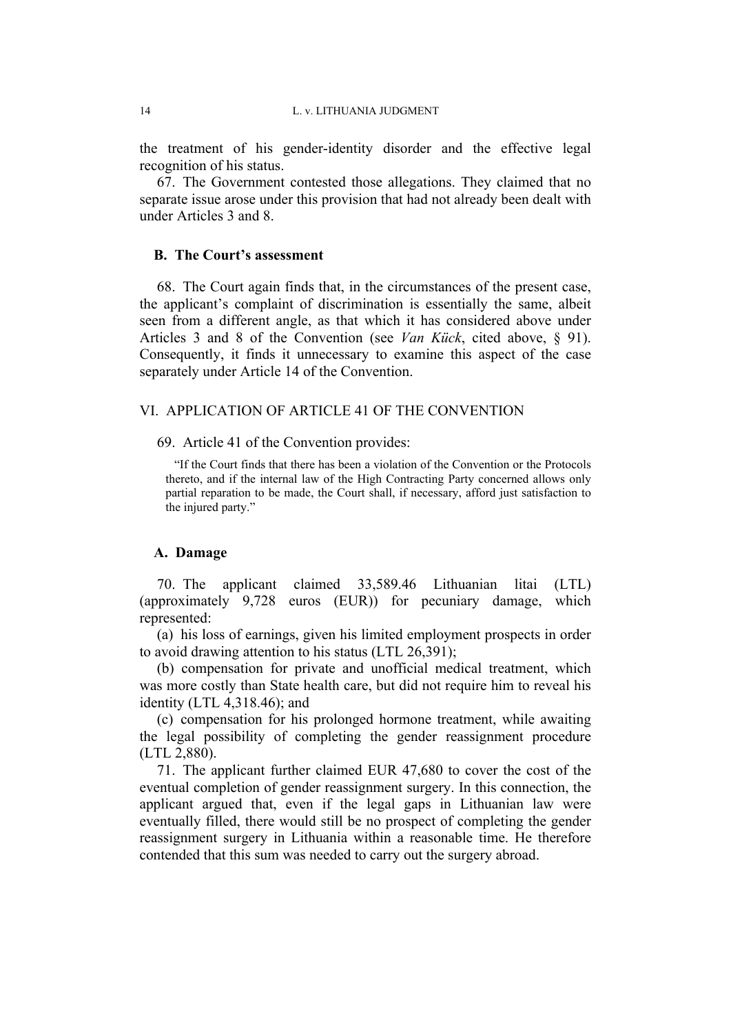the treatment of his gender-identity disorder and the effective legal recognition of his status.

67. The Government contested those allegations. They claimed that no separate issue arose under this provision that had not already been dealt with under Articles 3 and 8.

### B. The Court's assessment

68. The Court again finds that, in the circumstances of the present case, the applicant's complaint of discrimination is essentially the same, albeit seen from a different angle, as that which it has considered above under Articles 3 and 8 of the Convention (see *Van Kück*, cited above, § 91). Consequently, it finds it unnecessary to examine this aspect of the case separately under Article 14 of the Convention.

## VI. APPLICATION OF ARTICLE 41 OF THE CONVENTION

69. Article 41 of the Convention provides:

> "If the Court finds that there has been a violation of the Convention or the Protocols thereto, and if the internal law of the High Contracting Party concerned allows only partial reparation to be made, the Court shall, if necessary, afford just satisfaction to the injured party."

### A. Damage

70. The applicant claimed 33,589.46 Lithuanian litai (LTL) (approximately 9,728 euros (EUR)) for pecuniary damage, which represented:

(a) his loss of earnings, given his limited employment prospects in order to avoid drawing attention to his status (LTL 26,391);

(b) compensation for private and unofficial medical treatment, which was more costly than State health care, but did not require him to reveal his identity (LTL 4,318.46); and

(c) compensation for his prolonged hormone treatment, while awaiting the legal possibility of completing the gender reassignment procedure (LTL 2,880).

71. The applicant further claimed EUR 47,680 to cover the cost of the eventual completion of gender reassignment surgery. In this connection, the applicant argued that, even if the legal gaps in Lithuanian law were eventually filled, there would still be no prospect of completing the gender reassignment surgery in Lithuania within a reasonable time. He therefore contended that this sum was needed to carry out the surgery abroad.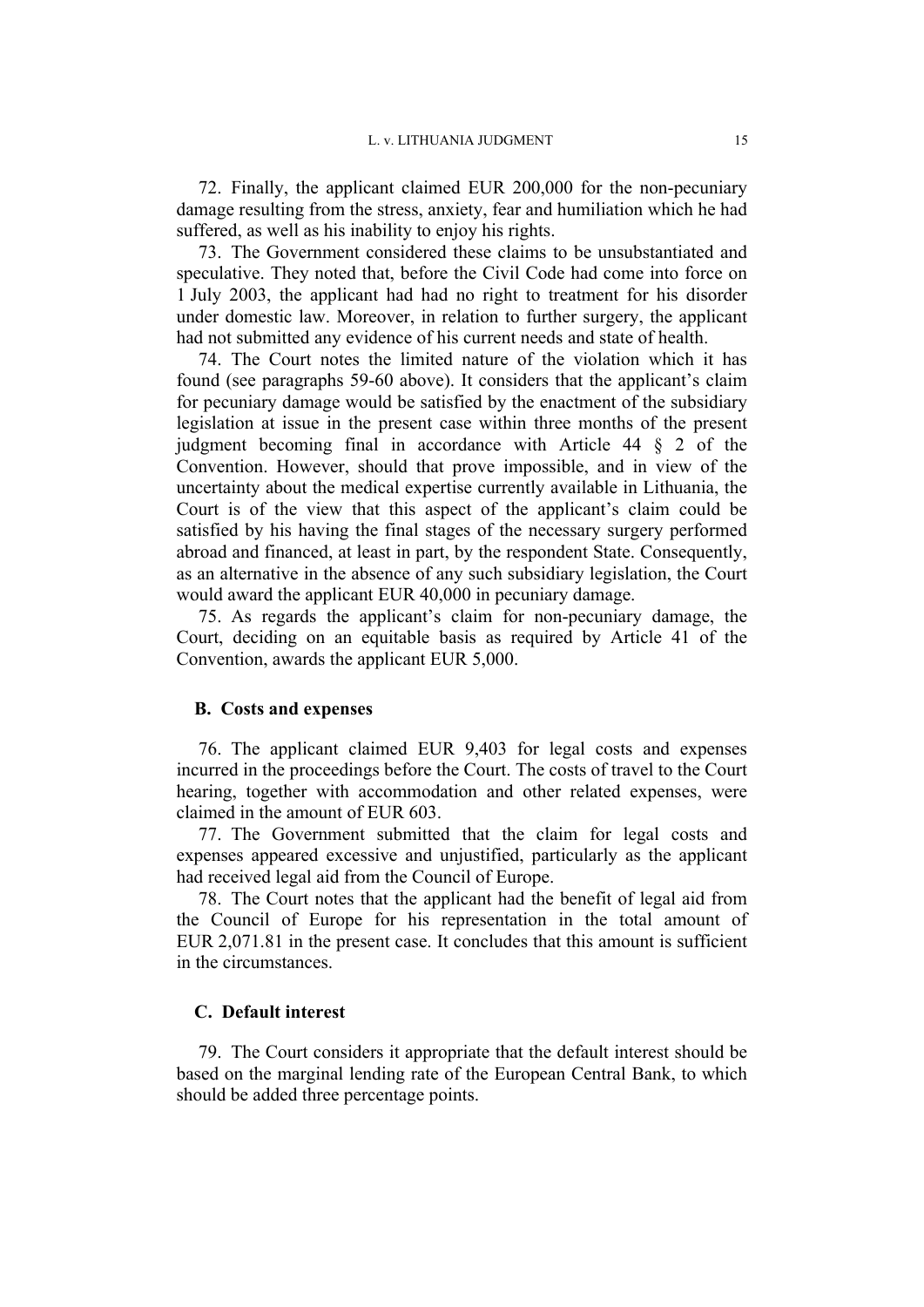72. Finally, the applicant claimed EUR 200,000 for the non-pecuniary damage resulting from the stress, anxiety, fear and humiliation which he had suffered, as well as his inability to enjoy his rights.

73. The Government considered these claims to be unsubstantiated and speculative. They noted that, before the Civil Code had come into force on 1 July 2003, the applicant had had no right to treatment for his disorder under domestic law. Moreover, in relation to further surgery, the applicant had not submitted any evidence of his current needs and state of health.

74. The Court notes the limited nature of the violation which it has found (see paragraphs 59-60 above). It considers that the applicant's claim for pecuniary damage would be satisfied by the enactment of the subsidiary legislation at issue in the present case within three months of the present judgment becoming final in accordance with Article 44 § 2 of the Convention. However, should that prove impossible, and in view of the uncertainty about the medical expertise currently available in Lithuania, the Court is of the view that this aspect of the applicant's claim could be satisfied by his having the final stages of the necessary surgery performed abroad and financed, at least in part, by the respondent State. Consequently, as an alternative in the absence of any such subsidiary legislation, the Court would award the applicant EUR 40,000 in pecuniary damage.

75. As regards the applicant's claim for non-pecuniary damage, the Court, deciding on an equitable basis as required by Article 41 of the Convention, awards the applicant EUR 5,000.

### B. Costs and expenses

76. The applicant claimed EUR 9,403 for legal costs and expenses incurred in the proceedings before the Court. The costs of travel to the Court hearing, together with accommodation and other related expenses, were claimed in the amount of EUR 603.

77. The Government submitted that the claim for legal costs and expenses appeared excessive and unjustified, particularly as the applicant had received legal aid from the Council of Europe.

78. The Court notes that the applicant had the benefit of legal aid from the Council of Europe for his representation in the total amount of EUR 2,071.81 in the present case. It concludes that this amount is sufficient in the circumstances.

### C. Default interest

79. The Court considers it appropriate that the default interest should be based on the marginal lending rate of the European Central Bank, to which should be added three percentage points.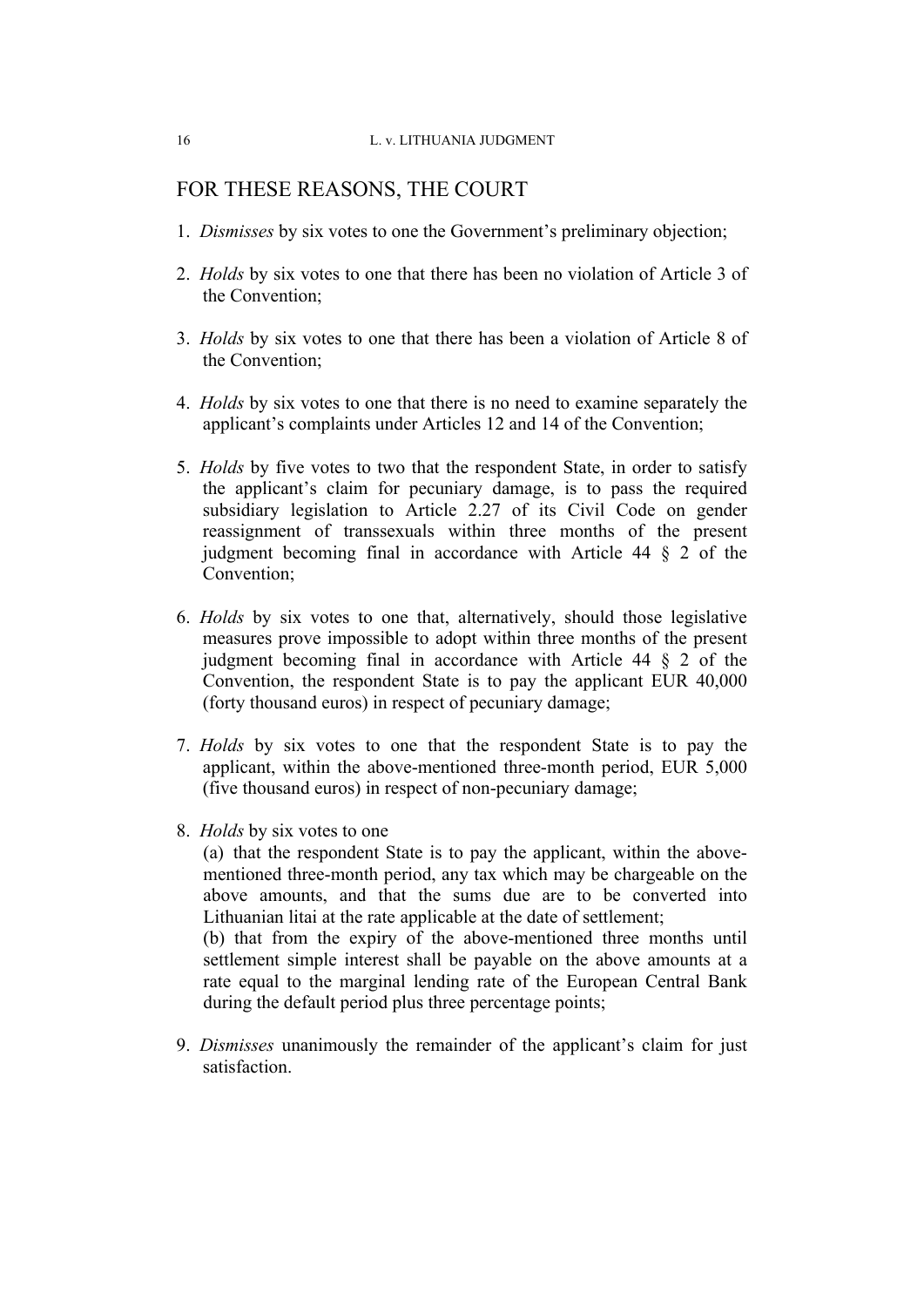## FOR THESE REASONS, THE COURT

1. *Dismisses* by six votes to one the Government's preliminary objection;

2. *Holds* by six votes to one that there has been no violation of Article 3 of the Convention;

3. *Holds* by six votes to one that there has been a violation of Article 8 of the Convention;

4. *Holds* by six votes to one that there is no need to examine separately the applicant's complaints under Articles 12 and 14 of the Convention;

5. *Holds* by five votes to two that the respondent State, in order to satisfy the applicant's claim for pecuniary damage, is to pass the required subsidiary legislation to Article 2.27 of its Civil Code on gender reassignment of transsexuals within three months of the present judgment becoming final in accordance with Article 44 § 2 of the Convention;

6. *Holds* by six votes to one that, alternatively, should those legislative measures prove impossible to adopt within three months of the present judgment becoming final in accordance with Article 44 § 2 of the Convention, the respondent State is to pay the applicant EUR 40,000 (forty thousand euros) in respect of pecuniary damage;

7. *Holds* by six votes to one that the respondent State is to pay the applicant, within the above-mentioned three-month period, EUR 5,000 (five thousand euros) in respect of non-pecuniary damage;

8. *Holds* by six votes to one
   (a) that the respondent State is to pay the applicant, within the above-mentioned three-month period, any tax which may be chargeable on the above amounts, and that the sums due are to be converted into Lithuanian litai at the rate applicable at the date of settlement;
   (b) that from the expiry of the above-mentioned three months until settlement simple interest shall be payable on the above amounts at a rate equal to the marginal lending rate of the European Central Bank during the default period plus three percentage points;

9. *Dismisses* unanimously the remainder of the applicant's claim for just satisfaction.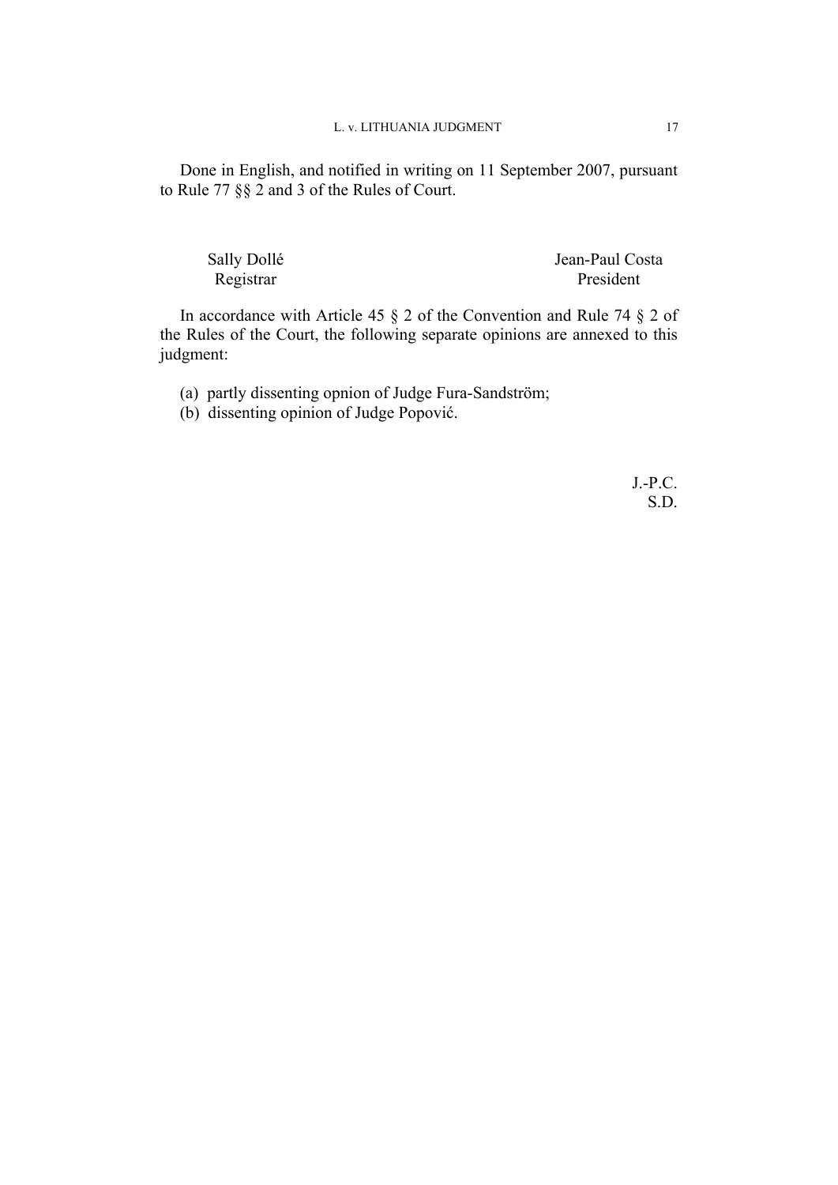Done in English, and notified in writing on 11 September 2007, pursuant to Rule 77 §§ 2 and 3 of the Rules of Court.

| Sally Dollé | Jean-Paul Costa |
|---|---|
| Registrar | President |

In accordance with Article 45 § 2 of the Convention and Rule 74 § 2 of the Rules of the Court, the following separate opinions are annexed to this judgment:

(a) partly dissenting opnion of Judge Fura-Sandström;
(b) dissenting opinion of Judge Popović.

J.-P.C.
S.D.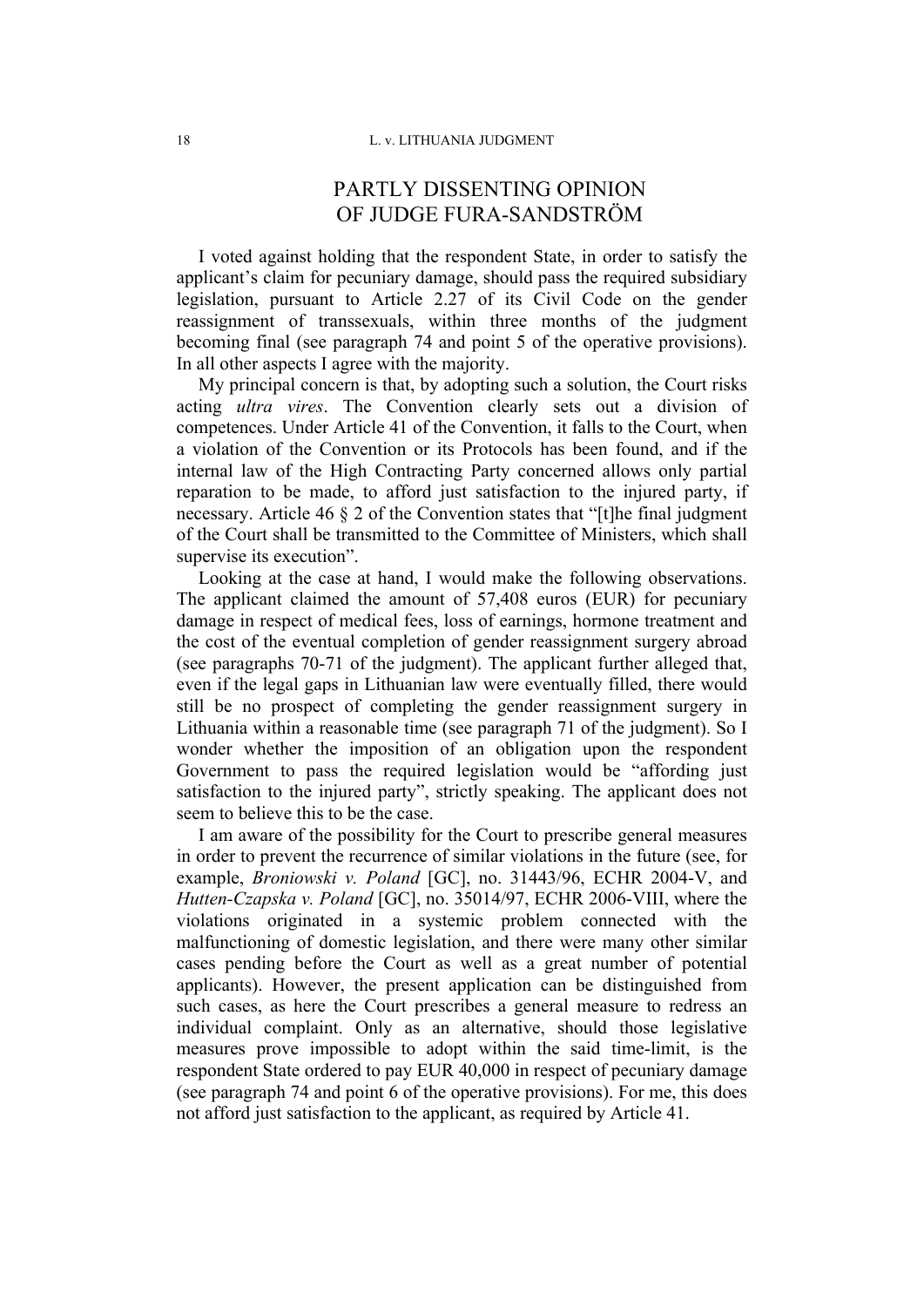# PARTLY DISSENTING OPINION OF JUDGE FURA-SANDSTRÖM

I voted against holding that the respondent State, in order to satisfy the applicant's claim for pecuniary damage, should pass the required subsidiary legislation, pursuant to Article 2.27 of its Civil Code on the gender reassignment of transsexuals, within three months of the judgment becoming final (see paragraph 74 and point 5 of the operative provisions). In all other aspects I agree with the majority.

My principal concern is that, by adopting such a solution, the Court risks acting *ultra vires*. The Convention clearly sets out a division of competences. Under Article 41 of the Convention, it falls to the Court, when a violation of the Convention or its Protocols has been found, and if the internal law of the High Contracting Party concerned allows only partial reparation to be made, to afford just satisfaction to the injured party, if necessary. Article 46 § 2 of the Convention states that "[t]he final judgment of the Court shall be transmitted to the Committee of Ministers, which shall supervise its execution".

Looking at the case at hand, I would make the following observations. The applicant claimed the amount of 57,408 euros (EUR) for pecuniary damage in respect of medical fees, loss of earnings, hormone treatment and the cost of the eventual completion of gender reassignment surgery abroad (see paragraphs 70-71 of the judgment). The applicant further alleged that, even if the legal gaps in Lithuanian law were eventually filled, there would still be no prospect of completing the gender reassignment surgery in Lithuania within a reasonable time (see paragraph 71 of the judgment). So I wonder whether the imposition of an obligation upon the respondent Government to pass the required legislation would be "affording just satisfaction to the injured party", strictly speaking. The applicant does not seem to believe this to be the case.

I am aware of the possibility for the Court to prescribe general measures in order to prevent the recurrence of similar violations in the future (see, for example, *Broniowski v. Poland* [GC], no. 31443/96, ECHR 2004-V, and *Hutten-Czapska v. Poland* [GC], no. 35014/97, ECHR 2006-VIII, where the violations originated in a systemic problem connected with the malfunctioning of domestic legislation, and there were many other similar cases pending before the Court as well as a great number of potential applicants). However, the present application can be distinguished from such cases, as here the Court prescribes a general measure to redress an individual complaint. Only as an alternative, should those legislative measures prove impossible to adopt within the said time-limit, is the respondent State ordered to pay EUR 40,000 in respect of pecuniary damage (see paragraph 74 and point 6 of the operative provisions). For me, this does not afford just satisfaction to the applicant, as required by Article 41.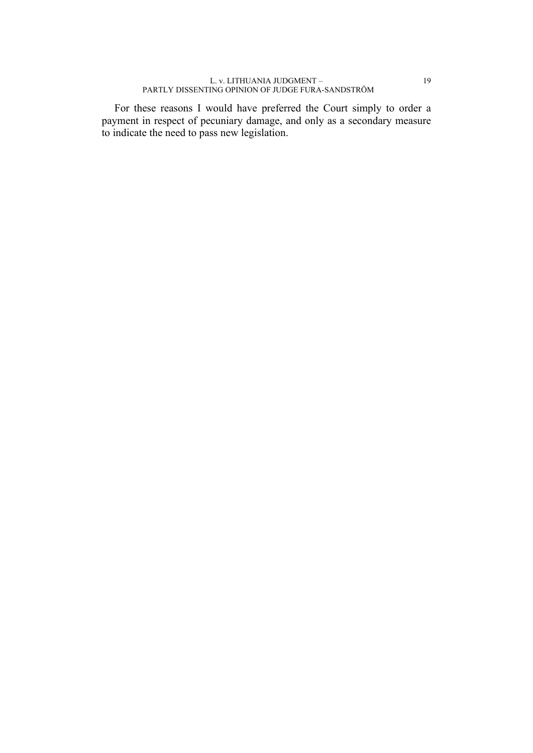For these reasons I would have preferred the Court simply to order a payment in respect of pecuniary damage, and only as a secondary measure to indicate the need to pass new legislation.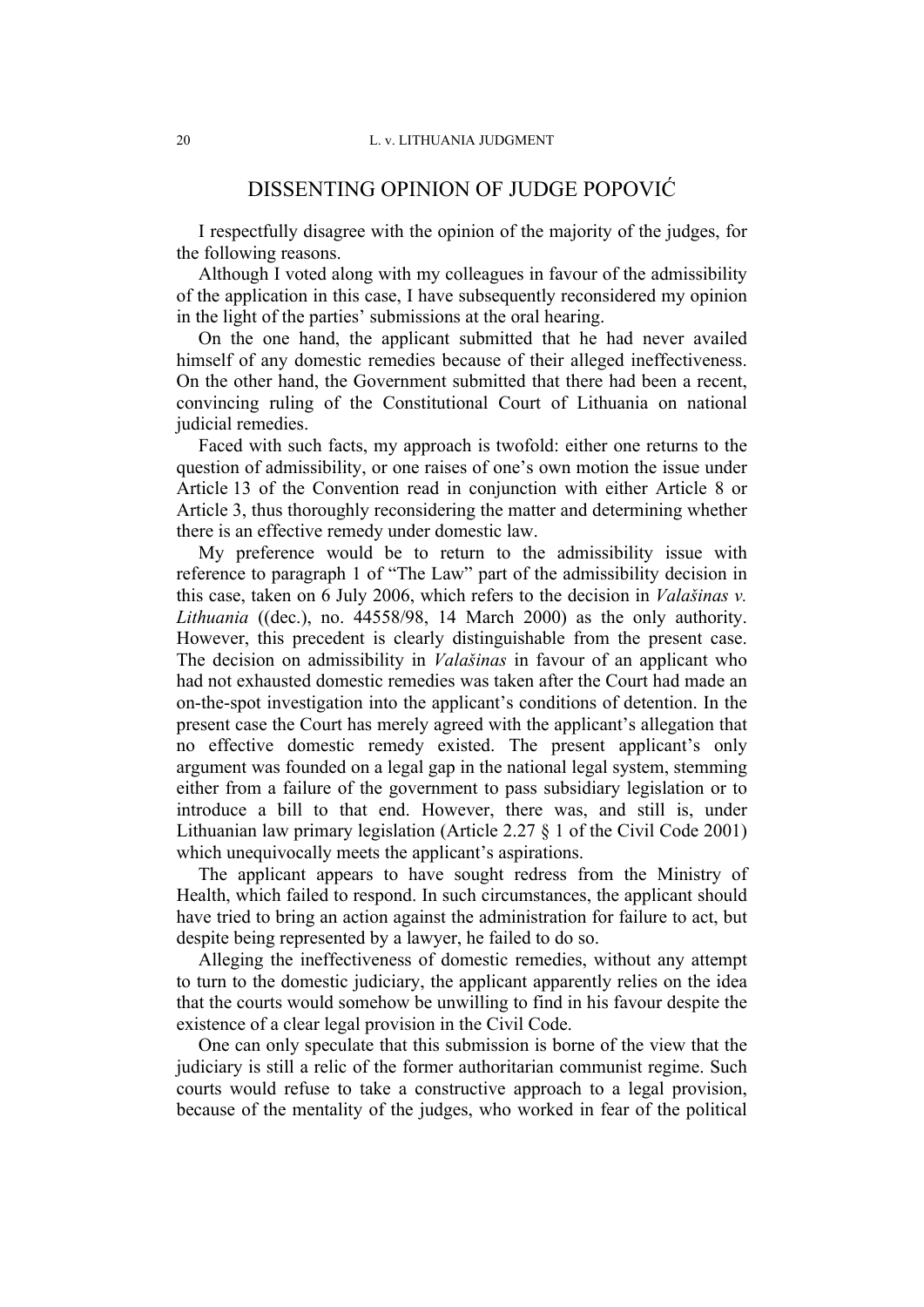## DISSENTING OPINION OF JUDGE POPOVIĆ

I respectfully disagree with the opinion of the majority of the judges, for the following reasons.

Although I voted along with my colleagues in favour of the admissibility of the application in this case, I have subsequently reconsidered my opinion in the light of the parties' submissions at the oral hearing.

On the one hand, the applicant submitted that he had never availed himself of any domestic remedies because of their alleged ineffectiveness. On the other hand, the Government submitted that there had been a recent, convincing ruling of the Constitutional Court of Lithuania on national judicial remedies.

Faced with such facts, my approach is twofold: either one returns to the question of admissibility, or one raises of one's own motion the issue under Article 13 of the Convention read in conjunction with either Article 8 or Article 3, thus thoroughly reconsidering the matter and determining whether there is an effective remedy under domestic law.

My preference would be to return to the admissibility issue with reference to paragraph 1 of "The Law" part of the admissibility decision in this case, taken on 6 July 2006, which refers to the decision in *Valašinas v. Lithuania* ((dec.), no. 44558/98, 14 March 2000) as the only authority. However, this precedent is clearly distinguishable from the present case. The decision on admissibility in *Valašinas* in favour of an applicant who had not exhausted domestic remedies was taken after the Court had made an on-the-spot investigation into the applicant's conditions of detention. In the present case the Court has merely agreed with the applicant's allegation that no effective domestic remedy existed. The present applicant's only argument was founded on a legal gap in the national legal system, stemming either from a failure of the government to pass subsidiary legislation or to introduce a bill to that end. However, there was, and still is, under Lithuanian law primary legislation (Article 2.27 § 1 of the Civil Code 2001) which unequivocally meets the applicant's aspirations.

The applicant appears to have sought redress from the Ministry of Health, which failed to respond. In such circumstances, the applicant should have tried to bring an action against the administration for failure to act, but despite being represented by a lawyer, he failed to do so.

Alleging the ineffectiveness of domestic remedies, without any attempt to turn to the domestic judiciary, the applicant apparently relies on the idea that the courts would somehow be unwilling to find in his favour despite the existence of a clear legal provision in the Civil Code.

One can only speculate that this submission is borne of the view that the judiciary is still a relic of the former authoritarian communist regime. Such courts would refuse to take a constructive approach to a legal provision, because of the mentality of the judges, who worked in fear of the political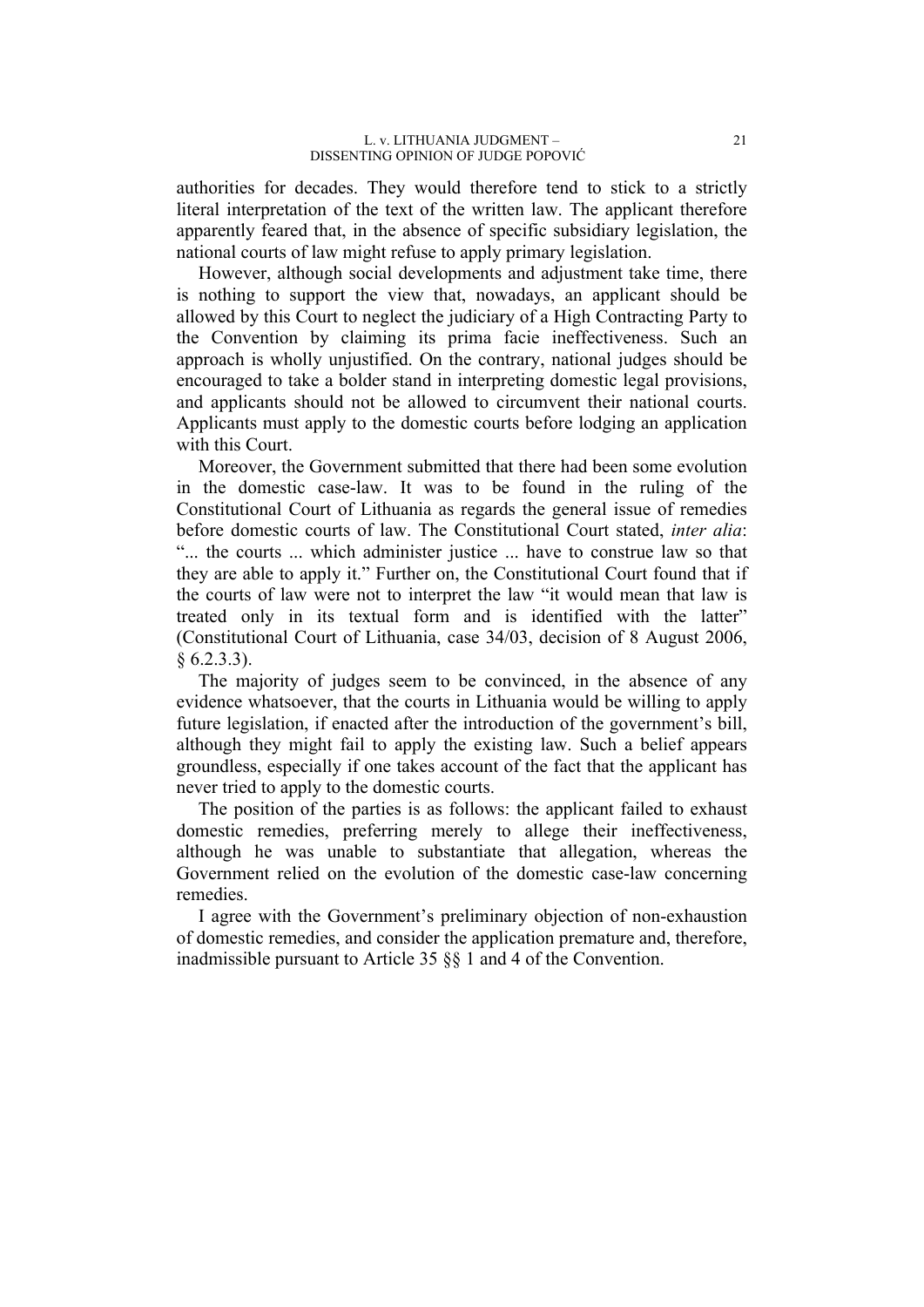authorities for decades. They would therefore tend to stick to a strictly literal interpretation of the text of the written law. The applicant therefore apparently feared that, in the absence of specific subsidiary legislation, the national courts of law might refuse to apply primary legislation.

However, although social developments and adjustment take time, there is nothing to support the view that, nowadays, an applicant should be allowed by this Court to neglect the judiciary of a High Contracting Party to the Convention by claiming its prima facie ineffectiveness. Such an approach is wholly unjustified. On the contrary, national judges should be encouraged to take a bolder stand in interpreting domestic legal provisions, and applicants should not be allowed to circumvent their national courts. Applicants must apply to the domestic courts before lodging an application with this Court.

Moreover, the Government submitted that there had been some evolution in the domestic case-law. It was to be found in the ruling of the Constitutional Court of Lithuania as regards the general issue of remedies before domestic courts of law. The Constitutional Court stated, *inter alia*: "... the courts ... which administer justice ... have to construe law so that they are able to apply it." Further on, the Constitutional Court found that if the courts of law were not to interpret the law "it would mean that law is treated only in its textual form and is identified with the latter" (Constitutional Court of Lithuania, case 34/03, decision of 8 August 2006, § 6.2.3.3).

The majority of judges seem to be convinced, in the absence of any evidence whatsoever, that the courts in Lithuania would be willing to apply future legislation, if enacted after the introduction of the government's bill, although they might fail to apply the existing law. Such a belief appears groundless, especially if one takes account of the fact that the applicant has never tried to apply to the domestic courts.

The position of the parties is as follows: the applicant failed to exhaust domestic remedies, preferring merely to allege their ineffectiveness, although he was unable to substantiate that allegation, whereas the Government relied on the evolution of the domestic case-law concerning remedies.

I agree with the Government's preliminary objection of non-exhaustion of domestic remedies, and consider the application premature and, therefore, inadmissible pursuant to Article 35 §§ 1 and 4 of the Convention.